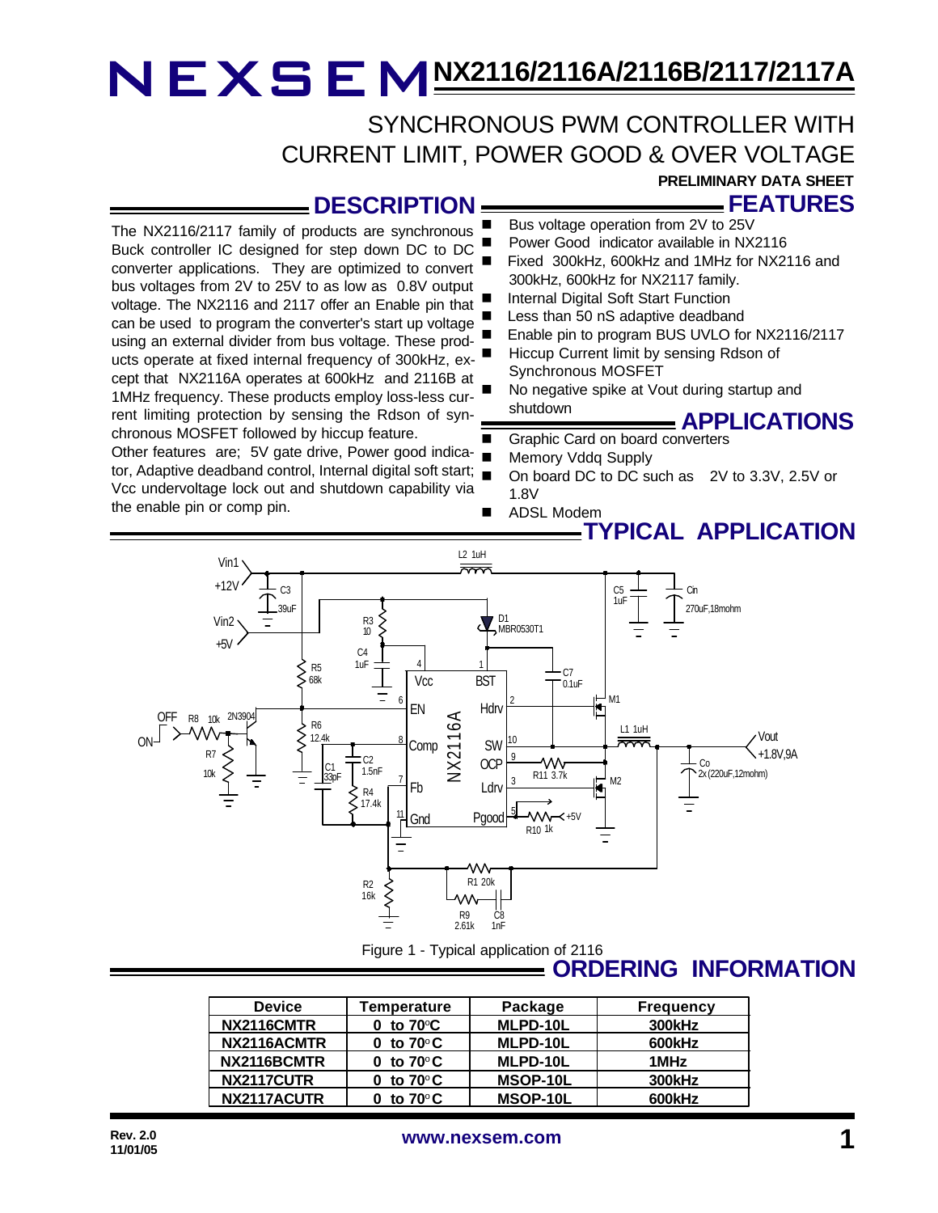# NEXSEM NX2116/2116A/2116B/2117/2117A

## SYNCHRONOUS PWM CONTROLLER WITH CURRENT LIMIT, POWER GOOD & OVER VOLTAGE

**PRELIMINARY DATA SHEET**

## DESCRIPTION

The NX2116/2117 family of products are synchronous Buck controller IC designed for step down DC to DC converter applications. They are optimized to convert bus voltages from 2V to 25V to as low as 0.8V output voltage. The NX2116 and 2117 offer an Enable pin that can be used to program the converter's start up voltage using an external divider from bus voltage. These products operate at fixed internal frequency of 300kHz, except that NX2116A operates at 600kHz and 2116B at 1MHz frequency. These products employ loss-less current limiting protection by sensing the Rdson of synchronous MOSFET followed by hiccup feature.

Other features are; 5V gate drive, Power good indicator, Adaptive deadband control, Internal digital soft start; Vcc undervoltage lock out and shutdown capability via the enable pin or comp pin.

## FEATURES

- Bus voltage operation from 2V to 25V
- Power Good indicator available in NX2116
- Fixed 300kHz, 600kHz and 1MHz for NX2116 and 300kHz, 600kHz for NX2117 family.
- Internal Digital Soft Start Function
- Less than 50 nS adaptive deadband
- Enable pin to program BUS UVLO for NX2116/2117
- Hiccup Current limit by sensing Rdson of Synchronous MOSFET
- No negative spike at Vout during startup and shutdown

## APPLICATIONS

- Graphic Card on board converters
- Memory Vddq Supply
- On board DC to DC such as 2V to 3.3V, 2.5V or 1.8V
- ADSL Modem

## TYPICAL APPLICATION

Figure 1 - Typical application of 2116

## ORDERING INFORMATION

| Device | Temperature | Package | Frequency |
|---|---|---|---|
| NX2116CMTR | 0 to 70°C | MLPD-10L | 300kHz |
| NX2116ACMTR | 0 to 70°C | MLPD-10L | 600kHz |
| NX2116BCMTR | 0 to 70°C | MLPD-10L | 1MHz |
| NX2117CUTR | 0 to 70°C | MSOP-10L | 300kHz |
| NX2117ACUTR | 0 to 70°C | MSOP-10L | 600kHz |

Rev. 2.0
11/01/05

www.nexsem.com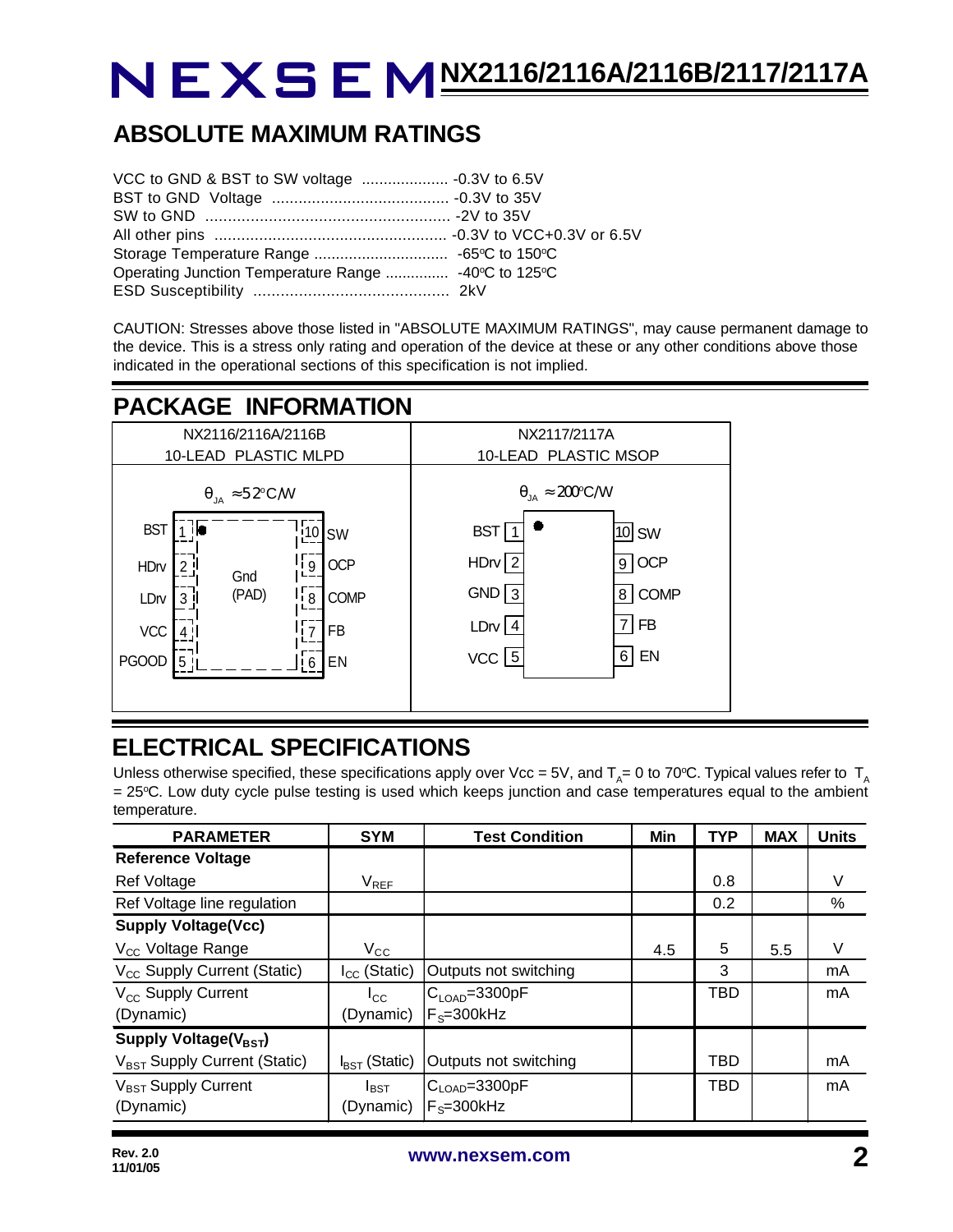## ABSOLUTE MAXIMUM RATINGS

VCC to GND & BST to SW voltage .................... -0.3V to 6.5V
BST to GND Voltage ........................................ -0.3V to 35V
SW to GND ...................................................... -2V to 35V
All other pins .................................................... -0.3V to VCC+0.3V or 6.5V
Storage Temperature Range .............................. -65°C to 150°C
Operating Junction Temperature Range .............. -40°C to 125°C
ESD Susceptibility ............................................ 2kV

CAUTION: Stresses above those listed in "ABSOLUTE MAXIMUM RATINGS", may cause permanent damage to the device. This is a stress only rating and operation of the device at these or any other conditions above those indicated in the operational sections of this specification is not implied.

## PACKAGE INFORMATION

| NX2116/2116A/2116B 10-LEAD PLASTIC MLPD | NX2117/2117A 10-LEAD PLASTIC MSOP |
|---|---|
| $\theta_{JA} \approx 52°C/W$ | $\theta_{JA} \approx 200°C/W$ |
| 1 BST, 2 HDrv, 3 LDrv, 4 VCC, 5 PGOOD, 6 EN, 7 FB, 8 COMP, 9 OCP, 10 SW, Gnd (PAD) | 1 BST, 2 HDrv, 3 GND, 4 LDrv, 5 VCC, 6 EN, 7 FB, 8 COMP, 9 OCP, 10 SW |

## ELECTRICAL SPECIFICATIONS

Unless otherwise specified, these specifications apply over Vcc = 5V, and $T_A$= 0 to 70°C. Typical values refer to $T_A$ = 25°C. Low duty cycle pulse testing is used which keeps junction and case temperatures equal to the ambient temperature.

| PARAMETER | SYM | Test Condition | Min | TYP | MAX | Units |
|---|---|---|---|---|---|---|
| **Reference Voltage** | | | | | | |
| Ref Voltage | $V_{REF}$ | | | 0.8 | | V |
| Ref Voltage line regulation | | | | 0.2 | | % |
| **Supply Voltage(Vcc)** | | | | | | |
| $V_{CC}$ Voltage Range | $V_{CC}$ | | 4.5 | 5 | 5.5 | V |
| $V_{CC}$ Supply Current (Static) | $I_{CC}$ (Static) | Outputs not switching | | 3 | | mA |
| $V_{CC}$ Supply Current (Dynamic) | $I_{CC}$ (Dynamic) | $C_{LOAD}$=3300pF $F_S$=300kHz | | TBD | | mA |
| **Supply Voltage($V_{BST}$)** | | | | | | |
| $V_{BST}$ Supply Current (Static) | $I_{BST}$ (Static) | Outputs not switching | | TBD | | mA |
| $V_{BST}$ Supply Current (Dynamic) | $I_{BST}$ (Dynamic) | $C_{LOAD}$=3300pF $F_S$=300kHz | | TBD | | mA |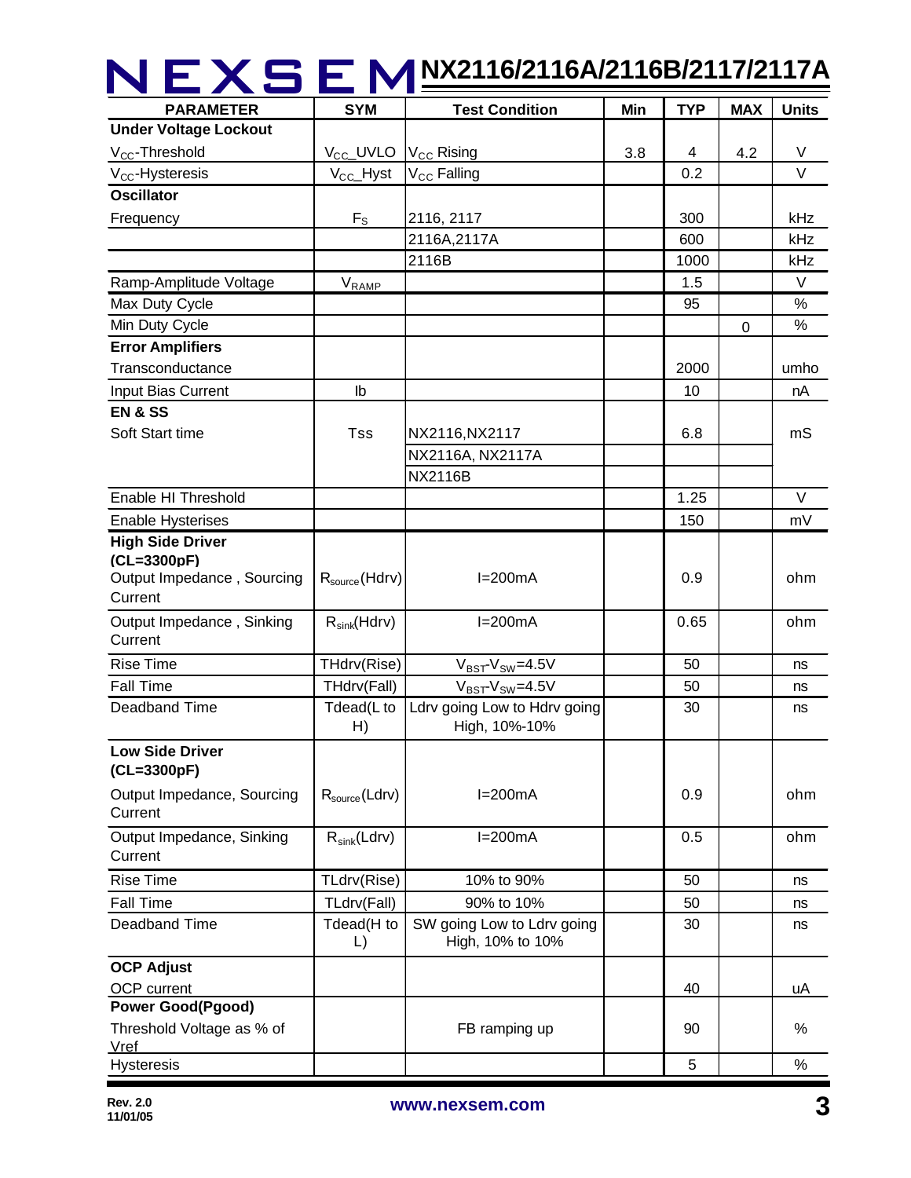| PARAMETER | SYM | Test Condition | Min | TYP | MAX | Units |
|---|---|---|---|---|---|---|
| **Under Voltage Lockout** | | | | | | |
| $V_{CC}$-Threshold | $V_{CC}$_UVLO | $V_{CC}$ Rising | 3.8 | 4 | 4.2 | V |
| $V_{CC}$-Hysteresis | $V_{CC}$_Hyst | $V_{CC}$ Falling | | 0.2 | | V |
| **Oscillator** | | | | | | |
| Frequency | $F_S$ | 2116, 2117 | | 300 | | kHz |
| | | 2116A,2117A | | 600 | | kHz |
| | | 2116B | | 1000 | | kHz |
| Ramp-Amplitude Voltage | $V_{RAMP}$ | | | 1.5 | | V |
| Max Duty Cycle | | | | 95 | | % |
| Min Duty Cycle | | | | | 0 | % |
| **Error Amplifiers** | | | | | | |
| Transconductance | | | | 2000 | | umho |
| Input Bias Current | Ib | | | 10 | | nA |
| **EN & SS** | | | | | | |
| Soft Start time | Tss | NX2116,NX2117 | | 6.8 | | mS |
| | | NX2116A, NX2117A | | | | |
| | | NX2116B | | | | |
| Enable HI Threshold | | | | 1.25 | | V |
| Enable Hysterises | | | | 150 | | mV |
| **High Side Driver (CL=3300pF)** | | | | | | |
| Output Impedance , Sourcing Current | $R_{source}$(Hdrv) | I=200mA | | 0.9 | | ohm |
| Output Impedance , Sinking Current | $R_{sink}$(Hdrv) | I=200mA | | 0.65 | | ohm |
| Rise Time | THdrv(Rise) | $V_{BST}$-$V_{SW}$=4.5V | | 50 | | ns |
| Fall Time | THdrv(Fall) | $V_{BST}$-$V_{SW}$=4.5V | | 50 | | ns |
| Deadband Time | Tdead(L to H) | Ldrv going Low to Hdrv going High, 10%-10% | | 30 | | ns |
| **Low Side Driver (CL=3300pF)** | | | | | | |
| Output Impedance, Sourcing Current | $R_{source}$(Ldrv) | I=200mA | | 0.9 | | ohm |
| Output Impedance, Sinking Current | $R_{sink}$(Ldrv) | I=200mA | | 0.5 | | ohm |
| Rise Time | TLdrv(Rise) | 10% to 90% | | 50 | | ns |
| Fall Time | TLdrv(Fall) | 90% to 10% | | 50 | | ns |
| Deadband Time | Tdead(H to L) | SW going Low to Ldrv going High, 10% to 10% | | 30 | | ns |
| **OCP Adjust** | | | | | | |
| OCP current | | | | 40 | | uA |
| **Power Good(Pgood)** | | | | | | |
| Threshold Voltage as % of Vref | | FB ramping up | | 90 | | % |
| Hysteresis | | | | 5 | | % |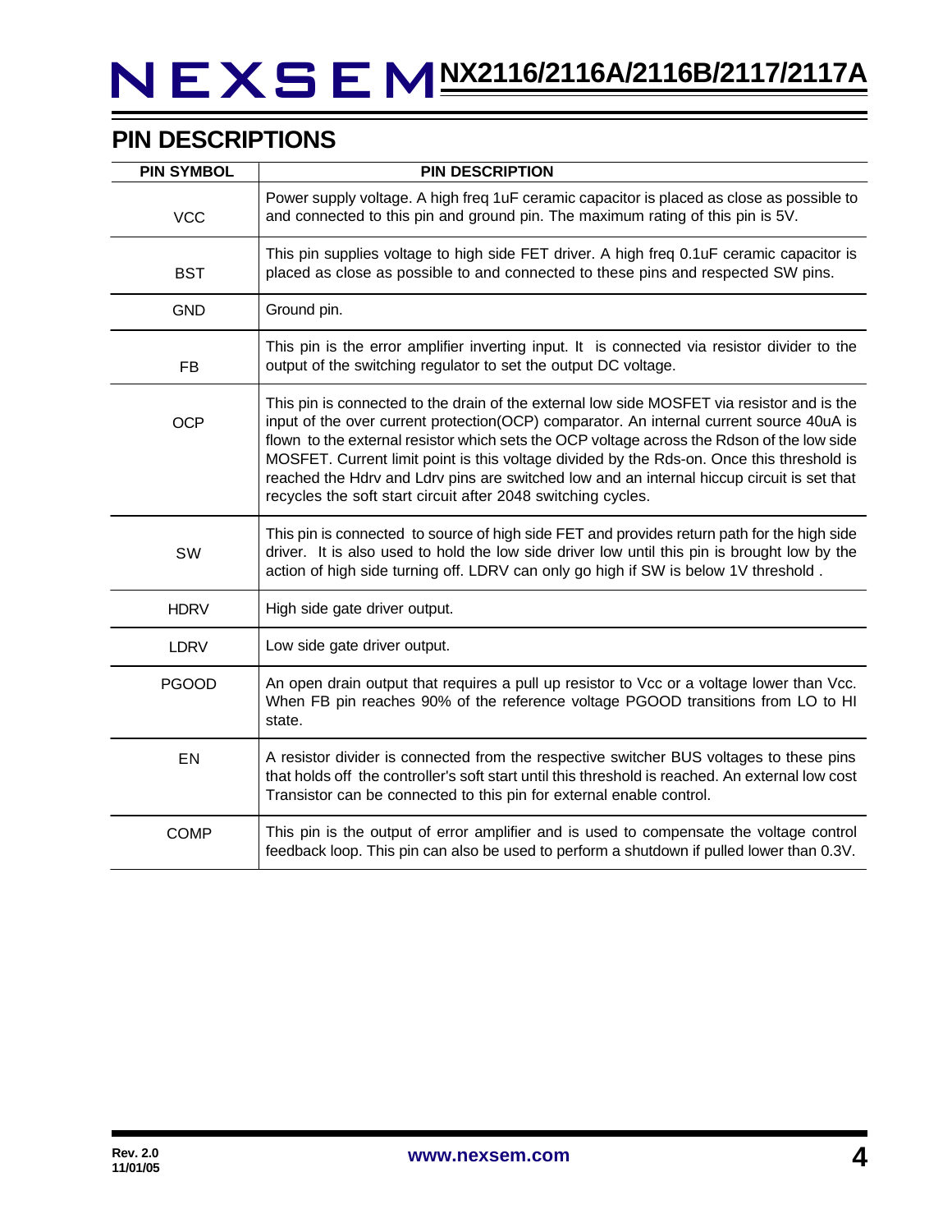## PIN DESCRIPTIONS

| PIN SYMBOL | PIN DESCRIPTION |
|---|---|
| VCC | Power supply voltage. A high freq 1uF ceramic capacitor is placed as close as possible to and connected to this pin and ground pin. The maximum rating of this pin is 5V. |
| BST | This pin supplies voltage to high side FET driver. A high freq 0.1uF ceramic capacitor is placed as close as possible to and connected to these pins and respected SW pins. |
| GND | Ground pin. |
| FB | This pin is the error amplifier inverting input. It is connected via resistor divider to the output of the switching regulator to set the output DC voltage. |
| OCP | This pin is connected to the drain of the external low side MOSFET via resistor and is the input of the over current protection(OCP) comparator. An internal current source 40uA is flown to the external resistor which sets the OCP voltage across the Rdson of the low side MOSFET. Current limit point is this voltage divided by the Rds-on. Once this threshold is reached the Hdrv and Ldrv pins are switched low and an internal hiccup circuit is set that recycles the soft start circuit after 2048 switching cycles. |
| SW | This pin is connected to source of high side FET and provides return path for the high side driver. It is also used to hold the low side driver low until this pin is brought low by the action of high side turning off. LDRV can only go high if SW is below 1V threshold . |
| HDRV | High side gate driver output. |
| LDRV | Low side gate driver output. |
| PGOOD | An open drain output that requires a pull up resistor to Vcc or a voltage lower than Vcc. When FB pin reaches 90% of the reference voltage PGOOD transitions from LO to HI state. |
| EN | A resistor divider is connected from the respective switcher BUS voltages to these pins that holds off the controller's soft start until this threshold is reached. An external low cost Transistor can be connected to this pin for external enable control. |
| COMP | This pin is the output of error amplifier and is used to compensate the voltage control feedback loop. This pin can also be used to perform a shutdown if pulled lower than 0.3V. |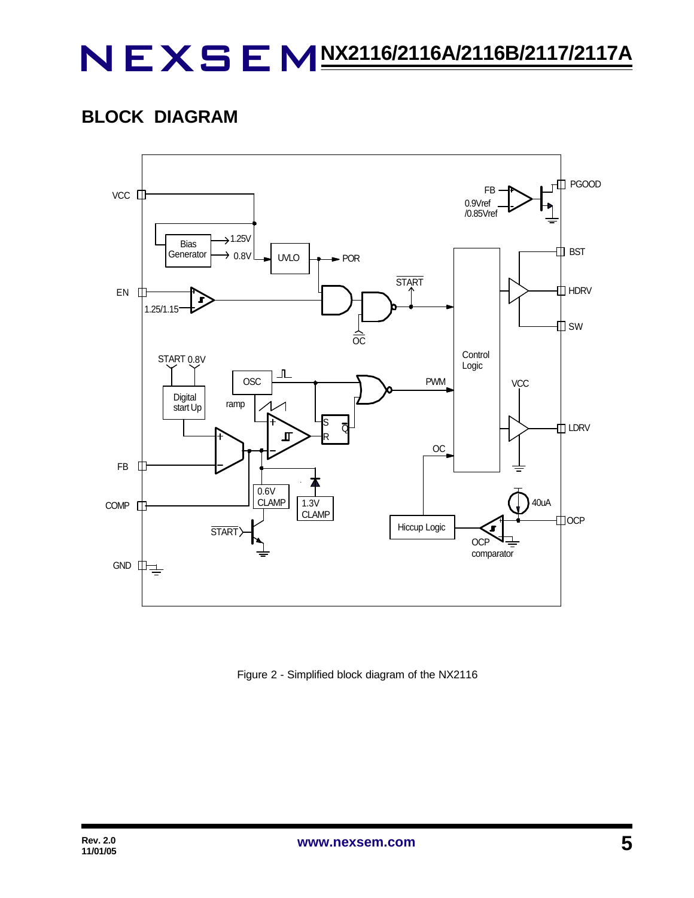## BLOCK DIAGRAM

Figure 2 - Simplified block diagram of the NX2116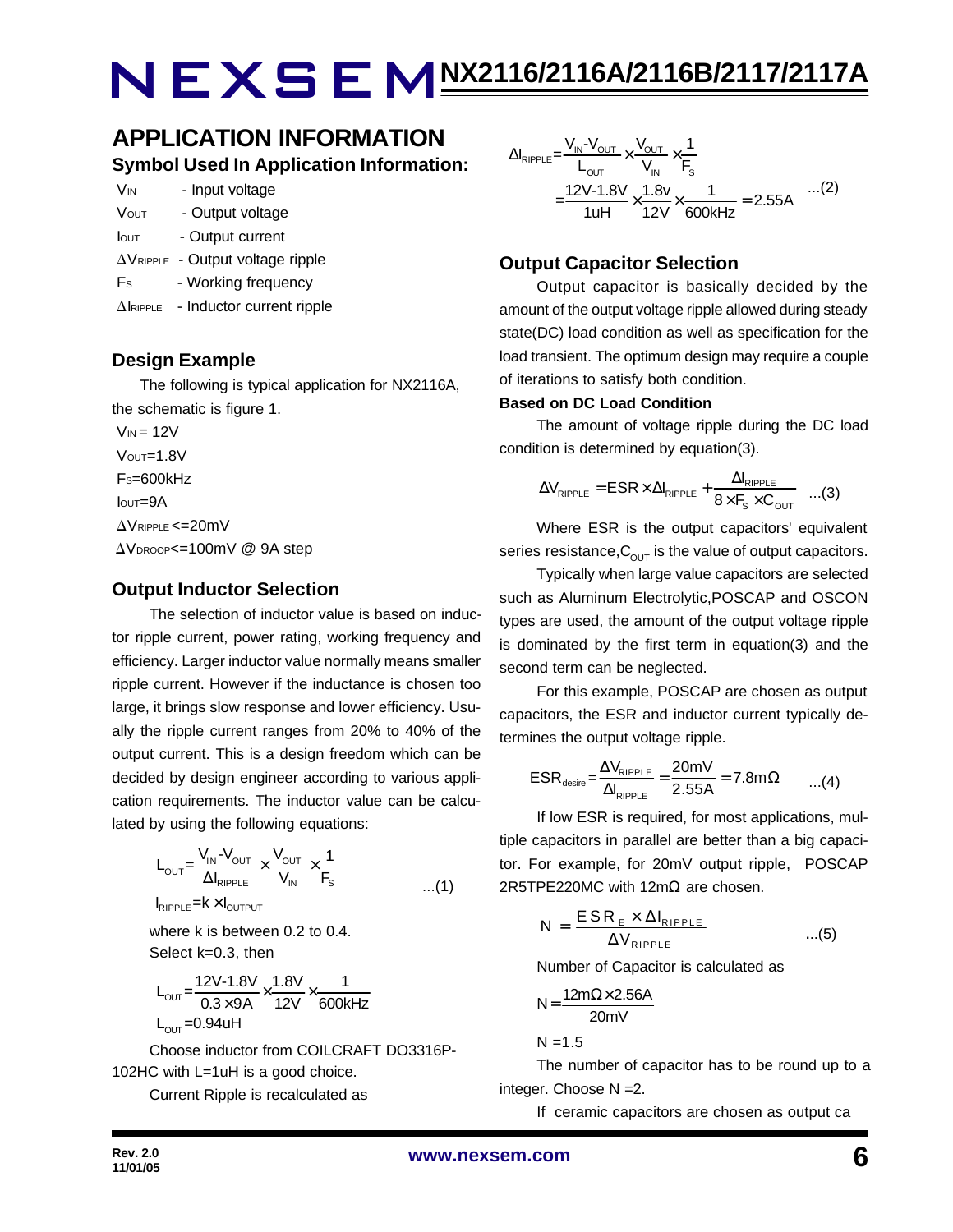## APPLICATION INFORMATION

### Symbol Used In Application Information:

$V_{IN}$ - Input voltage

$V_{OUT}$ - Output voltage

$I_{OUT}$ - Output current

$\Delta V_{RIPPLE}$ - Output voltage ripple

$F_S$ - Working frequency

$\Delta I_{RIPPLE}$ - Inductor current ripple

### Design Example

The following is typical application for NX2116A, the schematic is figure 1.

$V_{IN} = 12V$

$V_{OUT}=1.8V$

$F_S=600kHz$

$I_{OUT}=9A$

$\Delta V_{RIPPLE}<=20mV$

$\Delta V_{DROOP}<=100mV$ @ 9A step

### Output Inductor Selection

The selection of inductor value is based on inductor ripple current, power rating, working frequency and efficiency. Larger inductor value normally means smaller ripple current. However if the inductance is chosen too large, it brings slow response and lower efficiency. Usually the ripple current ranges from 20% to 40% of the output current. This is a design freedom which can be decided by design engineer according to various application requirements. The inductor value can be calculated by using the following equations:

$$L_{OUT}=\frac{V_{IN}-V_{OUT}}{\Delta I_{RIPPLE}}\times\frac{V_{OUT}}{V_{IN}}\times\frac{1}{F_S} \quad ...(1)$$

$$I_{RIPPLE}=k\times I_{OUTPUT}$$

where k is between 0.2 to 0.4.
Select k=0.3, then

$$L_{OUT}=\frac{12V-1.8V}{0.3\times 9A}\times\frac{1.8V}{12V}\times\frac{1}{600kHz}$$

$$L_{OUT}=0.94uH$$

Choose inductor from COILCRAFT DO3316P-102HC with L=1uH is a good choice.

Current Ripple is recalculated as

$$\Delta I_{RIPPLE}=\frac{V_{IN}-V_{OUT}}{L_{OUT}}\times\frac{V_{OUT}}{V_{IN}}\times\frac{1}{F_S}$$
$$=\frac{12V-1.8V}{1uH}\times\frac{1.8v}{12V}\times\frac{1}{600kHz}=2.55A \quad ...(2)$$

### Output Capacitor Selection

Output capacitor is basically decided by the amount of the output voltage ripple allowed during steady state(DC) load condition as well as specification for the load transient. The optimum design may require a couple of iterations to satisfy both condition.

**Based on DC Load Condition**

The amount of voltage ripple during the DC load condition is determined by equation(3).

$$\Delta V_{RIPPLE}=ESR\times\Delta I_{RIPPLE}+\frac{\Delta I_{RIPPLE}}{8\times F_S\times C_{OUT}} \quad ...(3)$$

Where ESR is the output capacitors' equivalent series resistance,$C_{OUT}$ is the value of output capacitors.

Typically when large value capacitors are selected such as Aluminum Electrolytic,POSCAP and OSCON types are used, the amount of the output voltage ripple is dominated by the first term in equation(3) and the second term can be neglected.

For this example, POSCAP are chosen as output capacitors, the ESR and inductor current typically determines the output voltage ripple.

$$ESR_{desire}=\frac{\Delta V_{RIPPLE}}{\Delta I_{RIPPLE}}=\frac{20mV}{2.55A}=7.8m\Omega \quad ...(4)$$

If low ESR is required, for most applications, multiple capacitors in parallel are better than a big capacitor. For example, for 20mV output ripple, POSCAP 2R5TPE220MC with 12mΩ are chosen.

$$N=\frac{ESR_E\times\Delta I_{RIPPLE}}{\Delta V_{RIPPLE}} \quad ...(5)$$

Number of Capacitor is calculated as

$$N=\frac{12m\Omega\times 2.56A}{20mV}$$

$$N=1.5$$

The number of capacitor has to be round up to a integer. Choose N =2.

If ceramic capacitors are chosen as output ca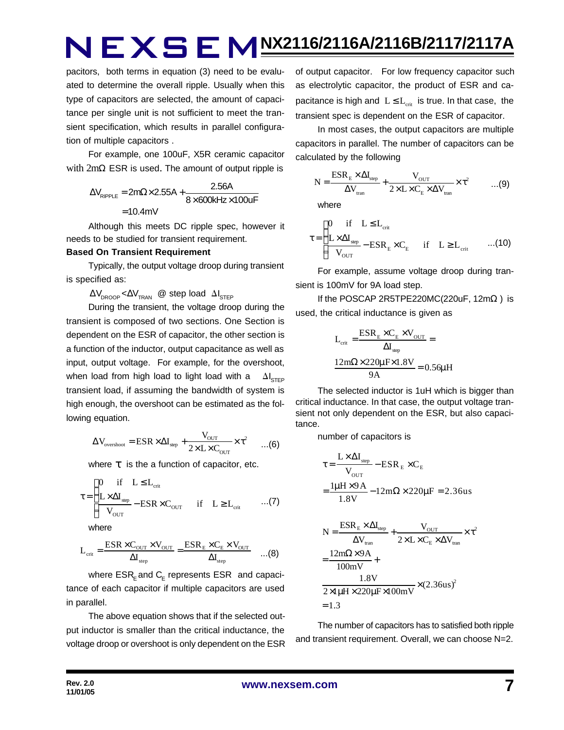pacitors, both terms in equation (3) need to be evaluated to determine the overall ripple. Usually when this type of capacitors are selected, the amount of capacitance per single unit is not sufficient to meet the transient specification, which results in parallel configuration of multiple capacitors .

For example, one 100uF, X5R ceramic capacitor with 2mΩ ESR is used. The amount of output ripple is

$$\Delta V_{RIPPLE} = 2m\Omega \times 2.55A + \frac{2.56A}{8 \times 600kHz \times 100uF}$$
$$= 10.4mV$$

Although this meets DC ripple spec, however it needs to be studied for transient requirement.

**Based On Transient Requirement**

Typically, the output voltage droop during transient is specified as:

$\Delta V_{DROOP} < \Delta V_{TRAN}$ @ step load $\Delta I_{STEP}$

During the transient, the voltage droop during the transient is composed of two sections. One Section is dependent on the ESR of capacitor, the other section is a function of the inductor, output capacitance as well as input, output voltage. For example, for the overshoot, when load from high load to light load with a $\Delta I_{STEP}$ transient load, if assuming the bandwidth of system is high enough, the overshoot can be estimated as the following equation.

$$\Delta V_{overshoot} = ESR \times \Delta I_{step} + \frac{V_{OUT}}{2 \times L \times C_{OUT}} \times \tau^2 \quad ...(6)$$

where $\tau$ is the a function of capacitor, etc.

$$\tau = \begin{cases} 0 & \text{if} \quad L \le L_{crit} \\ \frac{L \times \Delta I_{step}}{V_{OUT}} - ESR \times C_{OUT} & \text{if} \quad L \ge L_{crit} \end{cases} \quad ...(7)$$

where

$$L_{crit} = \frac{ESR \times C_{OUT} \times V_{OUT}}{\Delta I_{step}} = \frac{ESR_E \times C_E \times V_{OUT}}{\Delta I_{step}} \quad ...(8)$$

where $ESR_E$ and $C_E$ represents ESR and capacitance of each capacitor if multiple capacitors are used in parallel.

The above equation shows that if the selected output inductor is smaller than the critical inductance, the voltage droop or overshoot is only dependent on the ESR of output capacitor. For low frequency capacitor such as electrolytic capacitor, the product of ESR and capacitance is high and $L \le L_{crit}$ is true. In that case, the transient spec is dependent on the ESR of capacitor.

In most cases, the output capacitors are multiple capacitors in parallel. The number of capacitors can be calculated by the following

$$N = \frac{ESR_E \times \Delta I_{step}}{\Delta V_{tran}} + \frac{V_{OUT}}{2 \times L \times C_E \times \Delta V_{tran}} \times \tau^2 \quad ...(9)$$

where

$$\tau = \begin{cases} 0 & \text{if} \quad L \le L_{crit} \\ \frac{L \times \Delta I_{step}}{V_{OUT}} - ESR_E \times C_E & \text{if} \quad L \ge L_{crit} \end{cases} \quad ...(10)$$

For example, assume voltage droop during transient is 100mV for 9A load step.

If the POSCAP 2R5TPE220MC(220uF, 12mΩ ) is used, the critical inductance is given as

$$L_{crit} = \frac{ESR_E \times C_E \times V_{OUT}}{\Delta I_{step}} =$$
$$\frac{12m\Omega \times 220\mu F \times 1.8V}{9A} = 0.56\mu H$$

The selected inductor is 1uH which is bigger than critical inductance. In that case, the output voltage transient not only dependent on the ESR, but also capacitance.

number of capacitors is

$$\tau = \frac{L \times \Delta I_{step}}{V_{OUT}} - ESR_E \times C_E$$
$$= \frac{1\mu H \times 9A}{1.8V} - 12m\Omega \times 220\mu F = 2.36us$$

$$N = \frac{ESR_E \times \Delta I_{step}}{\Delta V_{tran}} + \frac{V_{OUT}}{2 \times L \times C_E \times \Delta V_{tran}} \times \tau^2$$
$$= \frac{12m\Omega \times 9A}{100mV} +$$
$$\frac{1.8V}{2 \times 1\mu H \times 220\mu F \times 100mV} \times (2.36us)^2$$
$$= 1.3$$

The number of capacitors has to satisfied both ripple and transient requirement. Overall, we can choose N=2.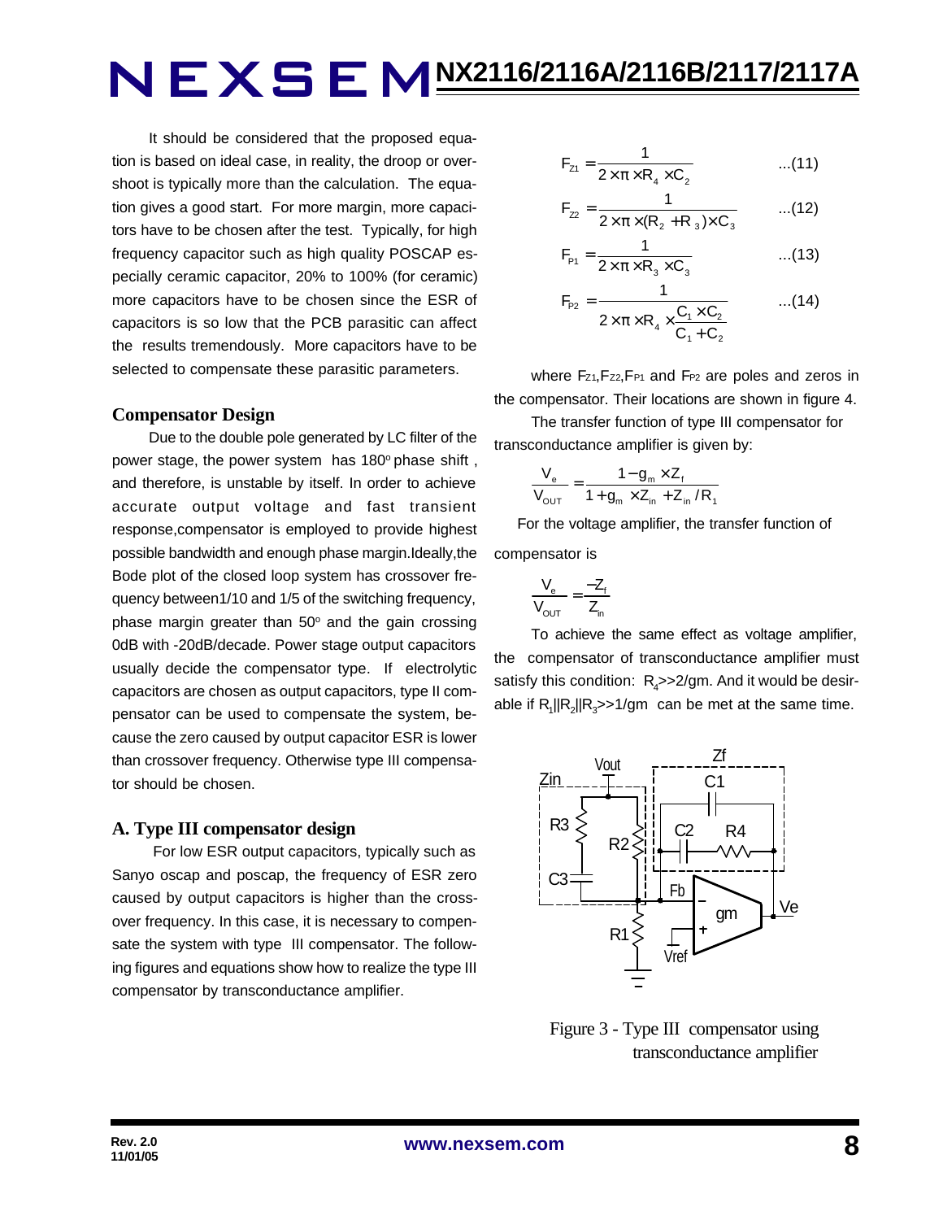It should be considered that the proposed equation is based on ideal case, in reality, the droop or overshoot is typically more than the calculation. The equation gives a good start. For more margin, more capacitors have to be chosen after the test. Typically, for high frequency capacitor such as high quality POSCAP especially ceramic capacitor, 20% to 100% (for ceramic) more capacitors have to be chosen since the ESR of capacitors is so low that the PCB parasitic can affect the results tremendously. More capacitors have to be selected to compensate these parasitic parameters.

### Compensator Design

Due to the double pole generated by LC filter of the power stage, the power system has 180° phase shift , and therefore, is unstable by itself. In order to achieve accurate output voltage and fast transient response,compensator is employed to provide highest possible bandwidth and enough phase margin.Ideally,the Bode plot of the closed loop system has crossover frequency between1/10 and 1/5 of the switching frequency, phase margin greater than 50° and the gain crossing 0dB with -20dB/decade. Power stage output capacitors usually decide the compensator type. If electrolytic capacitors are chosen as output capacitors, type II compensator can be used to compensate the system, because the zero caused by output capacitor ESR is lower than crossover frequency. Otherwise type III compensator should be chosen.

### A. Type III compensator design

For low ESR output capacitors, typically such as Sanyo oscap and poscap, the frequency of ESR zero caused by output capacitors is higher than the crossover frequency. In this case, it is necessary to compensate the system with type III compensator. The following figures and equations show how to realize the type III compensator by transconductance amplifier.

$$F_{Z1} = \frac{1}{2 \times \pi \times R_4 \times C_2} \qquad ...(11)$$

$$F_{Z2} = \frac{1}{2 \times \pi \times (R_2 + R_3) \times C_3} \qquad ...(12)$$

$$F_{P1} = \frac{1}{2 \times \pi \times R_3 \times C_3} \qquad ...(13)$$

$$F_{P2} = \frac{1}{2 \times \pi \times R_4 \times \frac{C_1 \times C_2}{C_1 + C_2}} \qquad ...(14)$$

where $F_{Z1}$, $F_{Z2}$, $F_{P1}$ and $F_{P2}$ are poles and zeros in the compensator. Their locations are shown in figure 4.

The transfer function of type III compensator for transconductance amplifier is given by:

$$\frac{V_e}{V_{OUT}} = \frac{1 - g_m \times Z_f}{1 + g_m \times Z_{in} + Z_{in} / R_1}$$

For the voltage amplifier, the transfer function of compensator is

$$\frac{V_e}{V_{OUT}} = \frac{-Z_f}{Z_{in}}$$

To achieve the same effect as voltage amplifier, the compensator of transconductance amplifier must satisfy this condition: $R_4$>>2/gm. And it would be desirable if $R_1||R_2||R_3$>>1/gm can be met at the same time.

Figure 3 - Type III compensator using transconductance amplifier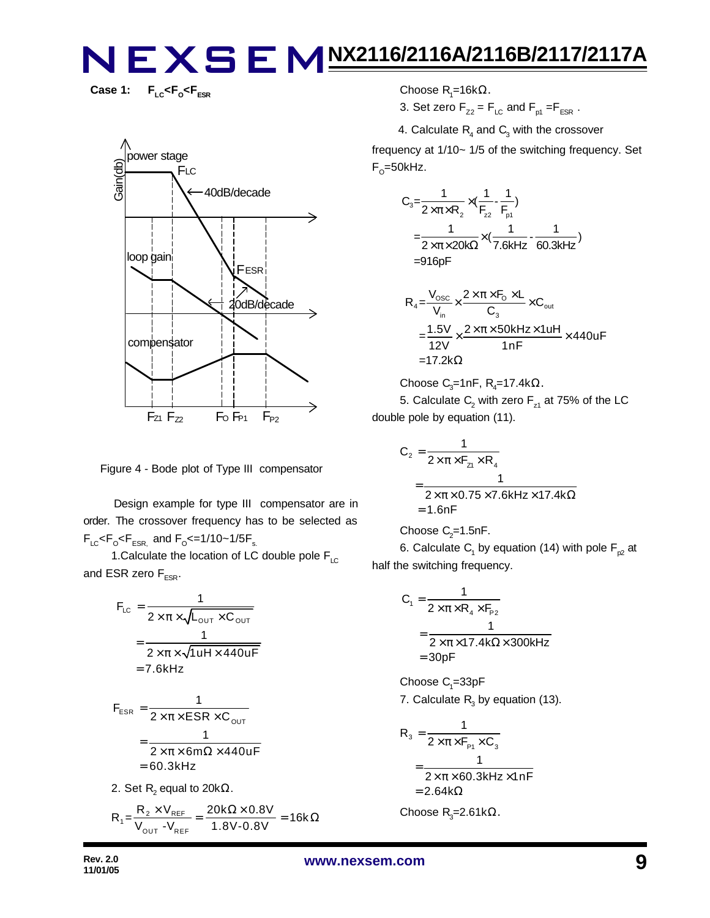**Case 1: $F_{LC}<F_O<F_{ESR}$**

Figure 4 - Bode plot of Type III compensator

Design example for type III compensator are in order. The crossover frequency has to be selected as $F_{LC}<F_O<F_{ESR,}$ and $F_O<=1/10\sim1/5F_s$.

1.Calculate the location of LC double pole $F_{LC}$ and ESR zero $F_{ESR}$.

$$F_{LC}=\frac{1}{2\times\pi\times\sqrt{L_{OUT}\times C_{OUT}}}=\frac{1}{2\times\pi\times\sqrt{1uH\times440uF}}=7.6kHz$$

$$F_{ESR}=\frac{1}{2\times\pi\times ESR\times C_{OUT}}=\frac{1}{2\times\pi\times6m\Omega\times440uF}=60.3kHz$$

2. Set $R_2$ equal to 20kΩ.

$$R_1=\frac{R_2\times V_{REF}}{V_{OUT}-V_{REF}}=\frac{20k\Omega\times0.8V}{1.8V-0.8V}=16k\Omega$$

Choose $R_1$=16kΩ.

3. Set zero $F_{Z2}=F_{LC}$ and $F_{p1}=F_{ESR}$.

4. Calculate $R_4$ and $C_3$ with the crossover frequency at 1/10~ 1/5 of the switching frequency. Set $F_O$=50kHz.

$$C_3=\frac{1}{2\times\pi\times R_2}\times\left(\frac{1}{F_{z2}}-\frac{1}{F_{p1}}\right)=\frac{1}{2\times\pi\times20k\Omega}\times\left(\frac{1}{7.6kHz}-\frac{1}{60.3kHz}\right)=916pF$$

$$R_4=\frac{V_{OSC}}{V_{in}}\times\frac{2\times\pi\times F_O\times L}{C_3}\times C_{out}=\frac{1.5V}{12V}\times\frac{2\times\pi\times50kHz\times1uH}{1nF}\times440uF=17.2k\Omega$$

Choose $C_3$=1nF, $R_4$=17.4kΩ.

5. Calculate $C_2$ with zero $F_{z1}$ at 75% of the LC double pole by equation (11).

$$C_2=\frac{1}{2\times\pi\times F_{z1}\times R_4}=\frac{1}{2\times\pi\times0.75\times7.6kHz\times17.4k\Omega}=1.6nF$$

Choose $C_2$=1.5nF.

6. Calculate $C_1$ by equation (14) with pole $F_{p2}$ at half the switching frequency.

$$C_1=\frac{1}{2\times\pi\times R_4\times F_{P2}}=\frac{1}{2\times\pi\times17.4k\Omega\times300kHz}=30pF$$

Choose $C_1$=33pF

7. Calculate $R_3$ by equation (13).

$$R_3=\frac{1}{2\times\pi\times F_{P1}\times C_3}=\frac{1}{2\times\pi\times60.3kHz\times1nF}=2.64k\Omega$$

Choose $R_3$=2.61kΩ.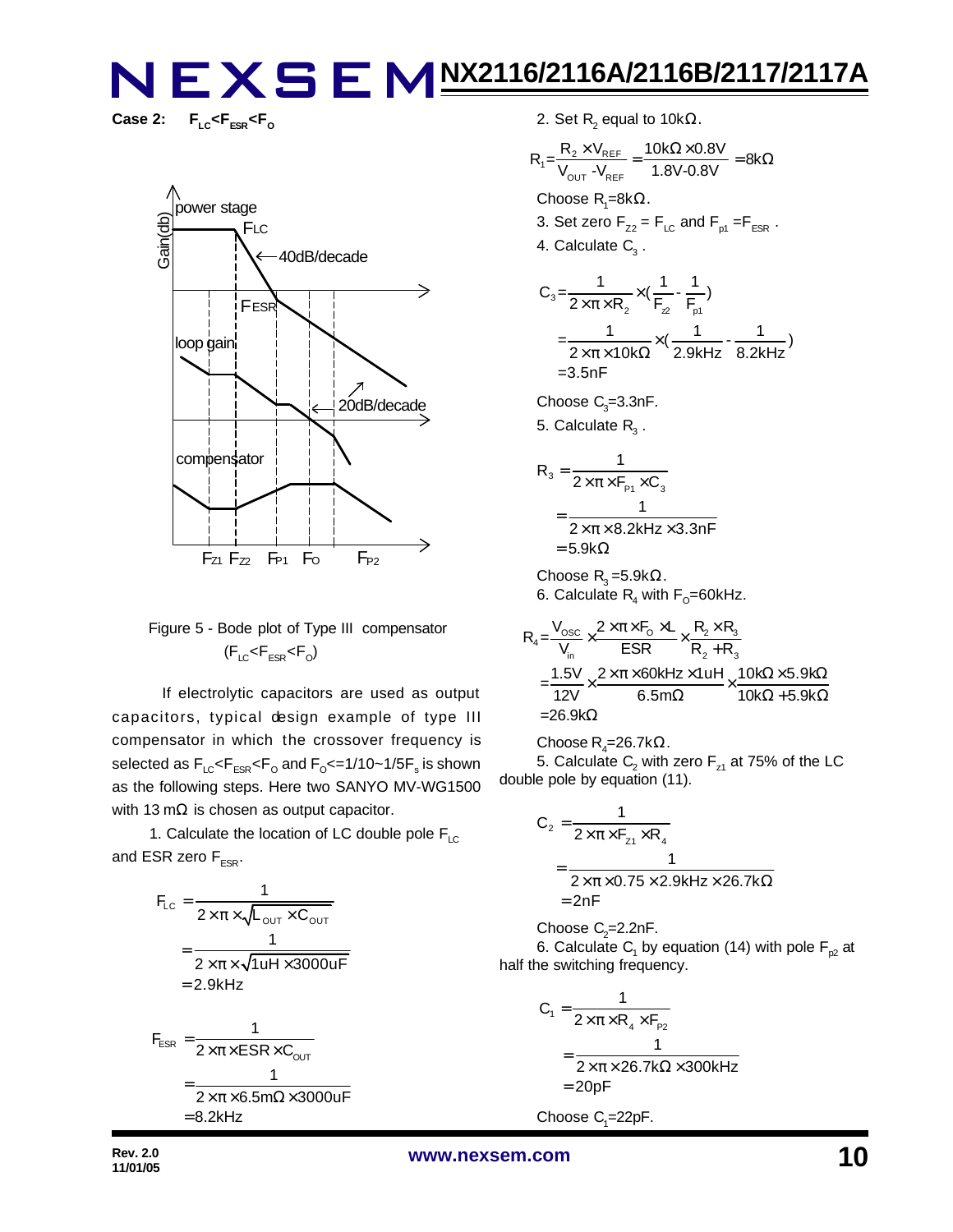**Case 2:** $F_{LC}<F_{ESR}<F_O$

Figure 5 - Bode plot of Type III compensator ($F_{LC}<F_{ESR}<F_O$)

If electrolytic capacitors are used as output capacitors, typical design example of type III compensator in which the crossover frequency is selected as $F_{LC}<F_{ESR}<F_O$ and $F_O<=1/10\sim1/5F_s$ is shown as the following steps. Here two SANYO MV-WG1500 with 13 mΩ is chosen as output capacitor.

1. Calculate the location of LC double pole $F_{LC}$ and ESR zero $F_{ESR}$.

$$F_{LC}=\frac{1}{2\times\pi\times\sqrt{L_{OUT}\times C_{OUT}}}=\frac{1}{2\times\pi\times\sqrt{1uH\times 3000uF}}=2.9kHz$$

$$F_{ESR}=\frac{1}{2\times\pi\times ESR\times C_{OUT}}=\frac{1}{2\times\pi\times 6.5m\Omega\times 3000uF}=8.2kHz$$

2. Set $R_2$ equal to 10kΩ.

$$R_1=\frac{R_2\times V_{REF}}{V_{OUT}-V_{REF}}=\frac{10k\Omega\times 0.8V}{1.8V-0.8V}=8k\Omega$$

Choose $R_1$=8kΩ.

3. Set zero $F_{Z2}=F_{LC}$ and $F_{p1}=F_{ESR}$.

4. Calculate $C_3$.

$$C_3=\frac{1}{2\times\pi\times R_2}\times(\frac{1}{F_{z2}}-\frac{1}{F_{p1}})=\frac{1}{2\times\pi\times 10k\Omega}\times(\frac{1}{2.9kHz}-\frac{1}{8.2kHz})=3.5nF$$

Choose $C_3$=3.3nF.

5. Calculate $R_3$.

$$R_3=\frac{1}{2\times\pi\times F_{P1}\times C_3}=\frac{1}{2\times\pi\times 8.2kHz\times 3.3nF}=5.9k\Omega$$

Choose $R_3$=5.9kΩ.

6. Calculate $R_4$ with $F_O$=60kHz.

$$R_4=\frac{V_{OSC}}{V_{in}}\times\frac{2\times\pi\times F_O\times L}{ESR}\times\frac{R_2\times R_3}{R_2+R_3}=\frac{1.5V}{12V}\times\frac{2\times\pi\times 60kHz\times 1uH}{6.5m\Omega}\times\frac{10k\Omega\times 5.9k\Omega}{10k\Omega+5.9k\Omega}=26.9k\Omega$$

Choose $R_4$=26.7kΩ.

5. Calculate $C_2$ with zero $F_{z1}$ at 75% of the LC double pole by equation (11).

$$C_2=\frac{1}{2\times\pi\times F_{z1}\times R_4}=\frac{1}{2\times\pi\times 0.75\times 2.9kHz\times 26.7k\Omega}=2nF$$

Choose $C_2$=2.2nF.

6. Calculate $C_1$ by equation (14) with pole $F_{p2}$ at half the switching frequency.

$$C_1=\frac{1}{2\times\pi\times R_4\times F_{P2}}=\frac{1}{2\times\pi\times 26.7k\Omega\times 300kHz}=20pF$$

Choose $C_1$=22pF.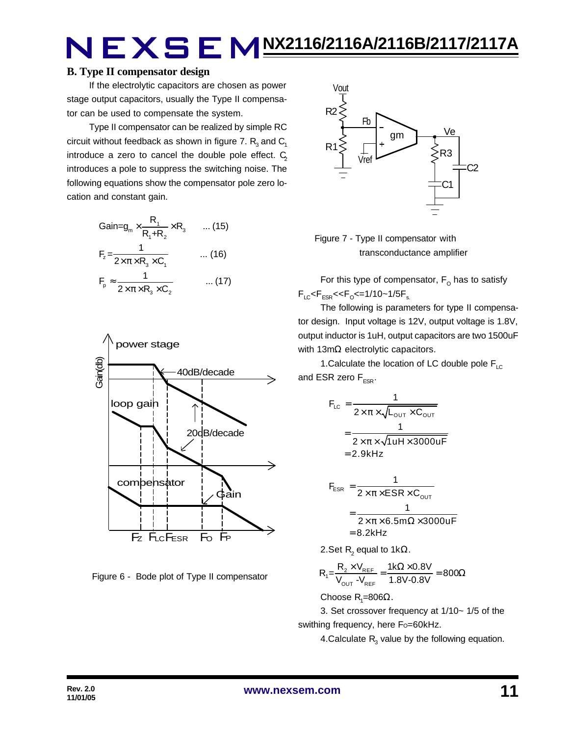## B. Type II compensator design

If the electrolytic capacitors are chosen as power stage output capacitors, usually the Type II compensator can be used to compensate the system.

Type II compensator can be realized by simple RC circuit without feedback as shown in figure 7. $R_3$ and $C_1$ introduce a zero to cancel the double pole effect. $C_2$ introduces a pole to suppress the switching noise. The following equations show the compensator pole zero location and constant gain.

$$Gain = g_m \times \frac{R_1}{R_1 + R_2} \times R_3 \quad ...(15)$$

$$F_z = \frac{1}{2 \times \pi \times R_3 \times C_1} \quad ...(16)$$

$$F_p \approx \frac{1}{2 \times \pi \times R_3 \times C_2} \quad ...(17)$$

Figure 6 - Bode plot of Type II compensator

Figure 7 - Type II compensator with transconductance amplifier

For this type of compensator, $F_O$ has to satisfy $F_{LC} < F_{ESR} << F_O <= 1/10 \sim 1/5 F_s$.

The following is parameters for type II compensator design. Input voltage is 12V, output voltage is 1.8V, output inductor is 1uH, output capacitors are two 1500uF with 13mΩ electrolytic capacitors.

1.Calculate the location of LC double pole $F_{LC}$ and ESR zero $F_{ESR}$.

$$F_{LC} = \frac{1}{2 \times \pi \times \sqrt{L_{OUT} \times C_{OUT}}} = \frac{1}{2 \times \pi \times \sqrt{1uH \times 3000uF}} = 2.9kHz$$

$$F_{ESR} = \frac{1}{2 \times \pi \times ESR \times C_{OUT}} = \frac{1}{2 \times \pi \times 6.5m\Omega \times 3000uF} = 8.2kHz$$

2.Set $R_2$ equal to 1kΩ.

$$R_1 = \frac{R_2 \times V_{REF}}{V_{OUT} - V_{REF}} = \frac{1k\Omega \times 0.8V}{1.8V - 0.8V} = 800\Omega$$

Choose $R_1$=806Ω.

3. Set crossover frequency at 1/10~ 1/5 of the swithing frequency, here $F_O$=60kHz.

4.Calculate $R_3$ value by the following equation.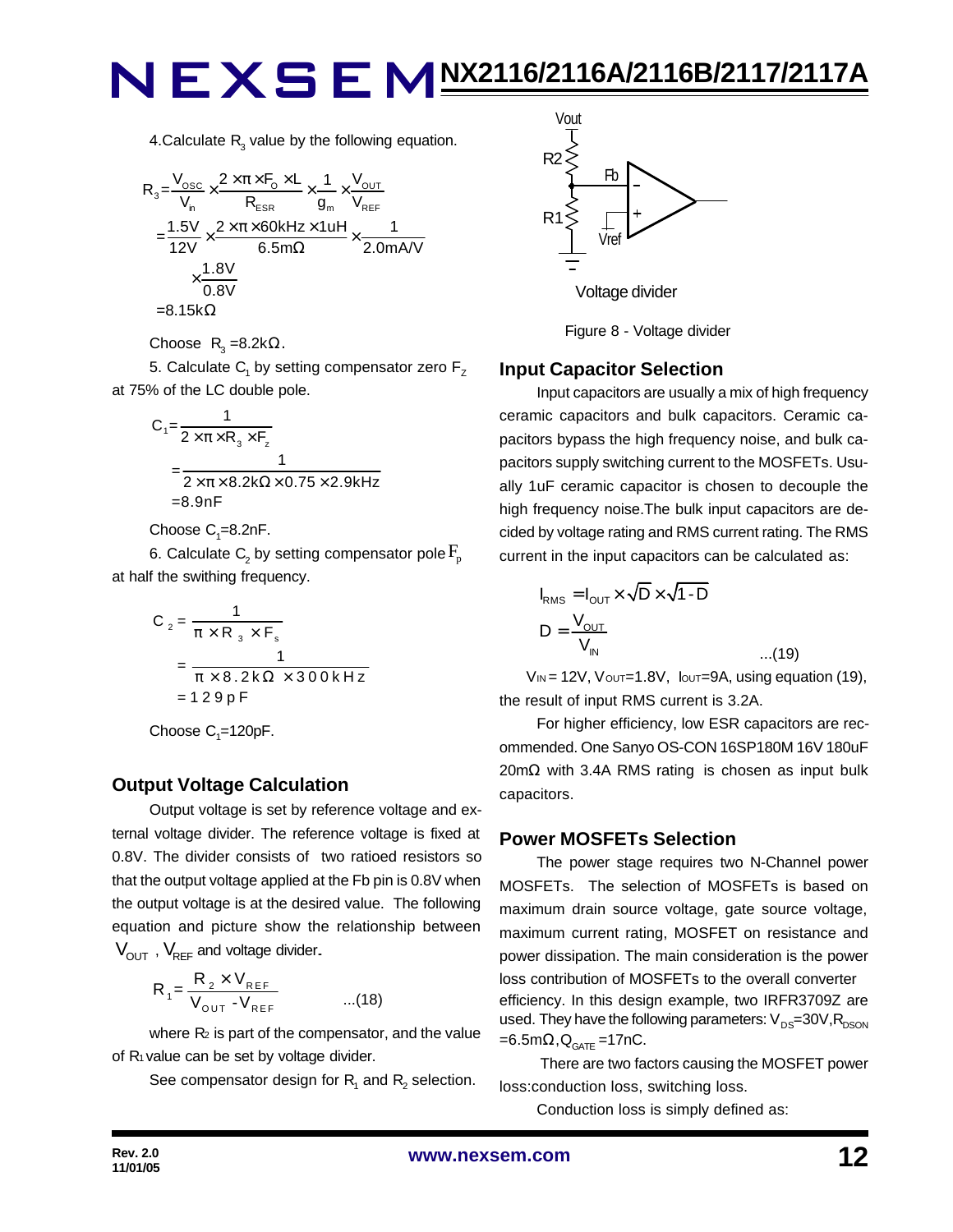4.Calculate $R_3$ value by the following equation.

$$R_3 = \frac{V_{OSC}}{V_{in}} \times \frac{2 \times \pi \times F_O \times L}{R_{ESR}} \times \frac{1}{g_m} \times \frac{V_{OUT}}{V_{REF}}$$

$$= \frac{1.5V}{12V} \times \frac{2 \times \pi \times 60kHz \times 1uH}{6.5m\Omega} \times \frac{1}{2.0mA/V} \times \frac{1.8V}{0.8V}$$

$$= 8.15k\Omega$$

Choose $R_3 = 8.2k\Omega$.

5. Calculate $C_1$ by setting compensator zero $F_Z$ at 75% of the LC double pole.

$$C_1 = \frac{1}{2 \times \pi \times R_3 \times F_z}$$

$$= \frac{1}{2 \times \pi \times 8.2k\Omega \times 0.75 \times 2.9kHz}$$

$$= 8.9nF$$

Choose $C_1$=8.2nF.

6. Calculate $C_2$ by setting compensator pole $F_p$ at half the swithing frequency.

$$C_2 = \frac{1}{\pi \times R_3 \times F_s}$$

$$= \frac{1}{\pi \times 8.2k\Omega \times 300kHz}$$

$$= 129pF$$

Choose $C_1$=120pF.

## Output Voltage Calculation

Output voltage is set by reference voltage and external voltage divider. The reference voltage is fixed at 0.8V. The divider consists of two ratioed resistors so that the output voltage applied at the Fb pin is 0.8V when the output voltage is at the desired value. The following equation and picture show the relationship between $V_{OUT}$, $V_{REF}$ and voltage divider.

$$R_1 = \frac{R_2 \times V_{REF}}{V_{OUT} - V_{REF}} \quad \text{...(18)}$$

where $R_2$ is part of the compensator, and the value of $R_1$ value can be set by voltage divider.

See compensator design for $R_1$ and $R_2$ selection.

Figure 8 - Voltage divider

## Input Capacitor Selection

Input capacitors are usually a mix of high frequency ceramic capacitors and bulk capacitors. Ceramic capacitors bypass the high frequency noise, and bulk capacitors supply switching current to the MOSFETs. Usually 1uF ceramic capacitor is chosen to decouple the high frequency noise.The bulk input capacitors are decided by voltage rating and RMS current rating. The RMS current in the input capacitors can be calculated as:

$$I_{RMS} = I_{OUT} \times \sqrt{D} \times \sqrt{1-D}$$

$$D = \frac{V_{OUT}}{V_{IN}} \quad \text{...(19)}$$

$V_{IN}$ = 12V, $V_{OUT}$=1.8V, $I_{OUT}$=9A, using equation (19), the result of input RMS current is 3.2A.

For higher efficiency, low ESR capacitors are recommended. One Sanyo OS-CON 16SP180M 16V 180uF 20m$\Omega$ with 3.4A RMS rating is chosen as input bulk capacitors.

## Power MOSFETs Selection

The power stage requires two N-Channel power MOSFETs. The selection of MOSFETs is based on maximum drain source voltage, gate source voltage, maximum current rating, MOSFET on resistance and power dissipation. The main consideration is the power loss contribution of MOSFETs to the overall converter efficiency. In this design example, two IRFR3709Z are used. They have the following parameters: $V_{DS}$=30V, $R_{DSON}$ =6.5m$\Omega$, $Q_{GATE}$ =17nC.

There are two factors causing the MOSFET power loss:conduction loss, switching loss.

Conduction loss is simply defined as: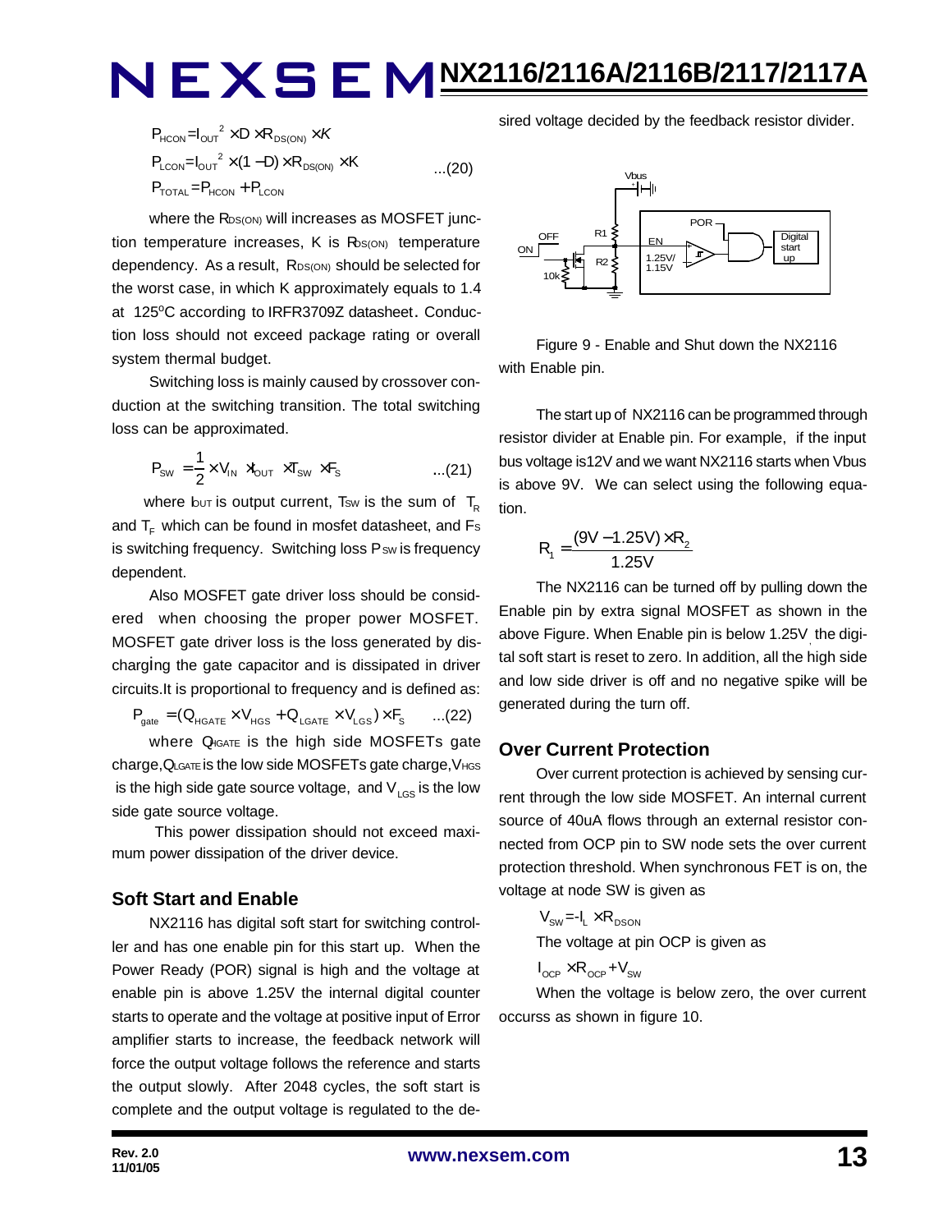$$P_{HCON}=I_{OUT}{}^{2}\times D\times R_{DS(ON)}\times K$$
$$P_{LCON}=I_{OUT}{}^{2}\times(1-D)\times R_{DS(ON)}\times K \quad ...(20)$$
$$P_{TOTAL}=P_{HCON}+P_{LCON}$$

where the $R_{DS(ON)}$ will increases as MOSFET junction temperature increases, K is $R_{DS(ON)}$ temperature dependency. As a result, $R_{DS(ON)}$ should be selected for the worst case, in which K approximately equals to 1.4 at 125°C according to IRFR3709Z datasheet. Conduction loss should not exceed package rating or overall system thermal budget.

Switching loss is mainly caused by crossover conduction at the switching transition. The total switching loss can be approximated.

$$P_{SW}=\frac{1}{2}\times V_{IN}\times I_{OUT}\times T_{SW}\times F_{S} \quad ...(21)$$

where $I_{OUT}$ is output current, $T_{SW}$ is the sum of $T_R$ and $T_F$ which can be found in mosfet datasheet, and $F_S$ is switching frequency. Switching loss $P_{SW}$ is frequency dependent.

Also MOSFET gate driver loss should be considered when choosing the proper power MOSFET. MOSFET gate driver loss is the loss generated by discharging the gate capacitor and is dissipated in driver circuits.It is proportional to frequency and is defined as:

$$P_{gate}=(Q_{HGATE}\times V_{HGS}+Q_{LGATE}\times V_{LGS})\times F_{S} \quad ...(22)$$

where $Q_{HGATE}$ is the high side MOSFETs gate charge,$Q_{LGATE}$ is the low side MOSFETs gate charge,$V_{HGS}$ is the high side gate source voltage, and $V_{LGS}$ is the low side gate source voltage.

This power dissipation should not exceed maximum power dissipation of the driver device.

## Soft Start and Enable

NX2116 has digital soft start for switching controller and has one enable pin for this start up. When the Power Ready (POR) signal is high and the voltage at enable pin is above 1.25V the internal digital counter starts to operate and the voltage at positive input of Error amplifier starts to increase, the feedback network will force the output voltage follows the reference and starts the output slowly. After 2048 cycles, the soft start is complete and the output voltage is regulated to the desired voltage decided by the feedback resistor divider.

Figure 9 - Enable and Shut down the NX2116 with Enable pin.

The start up of NX2116 can be programmed through resistor divider at Enable pin. For example, if the input bus voltage is12V and we want NX2116 starts when Vbus is above 9V. We can select using the following equation.

$$R_1=\frac{(9V-1.25V)\times R_2}{1.25V}$$

The NX2116 can be turned off by pulling down the Enable pin by extra signal MOSFET as shown in the above Figure. When Enable pin is below 1.25V the digital soft start is reset to zero. In addition, all the high side and low side driver is off and no negative spike will be generated during the turn off.

## Over Current Protection

Over current protection is achieved by sensing current through the low side MOSFET. An internal current source of 40uA flows through an external resistor connected from OCP pin to SW node sets the over current protection threshold. When synchronous FET is on, the voltage at node SW is given as

$$V_{SW}=-I_L\times R_{DSON}$$

The voltage at pin OCP is given as

$$I_{OCP}\times R_{OCP}+V_{SW}$$

When the voltage is below zero, the over current occurss as shown in figure 10.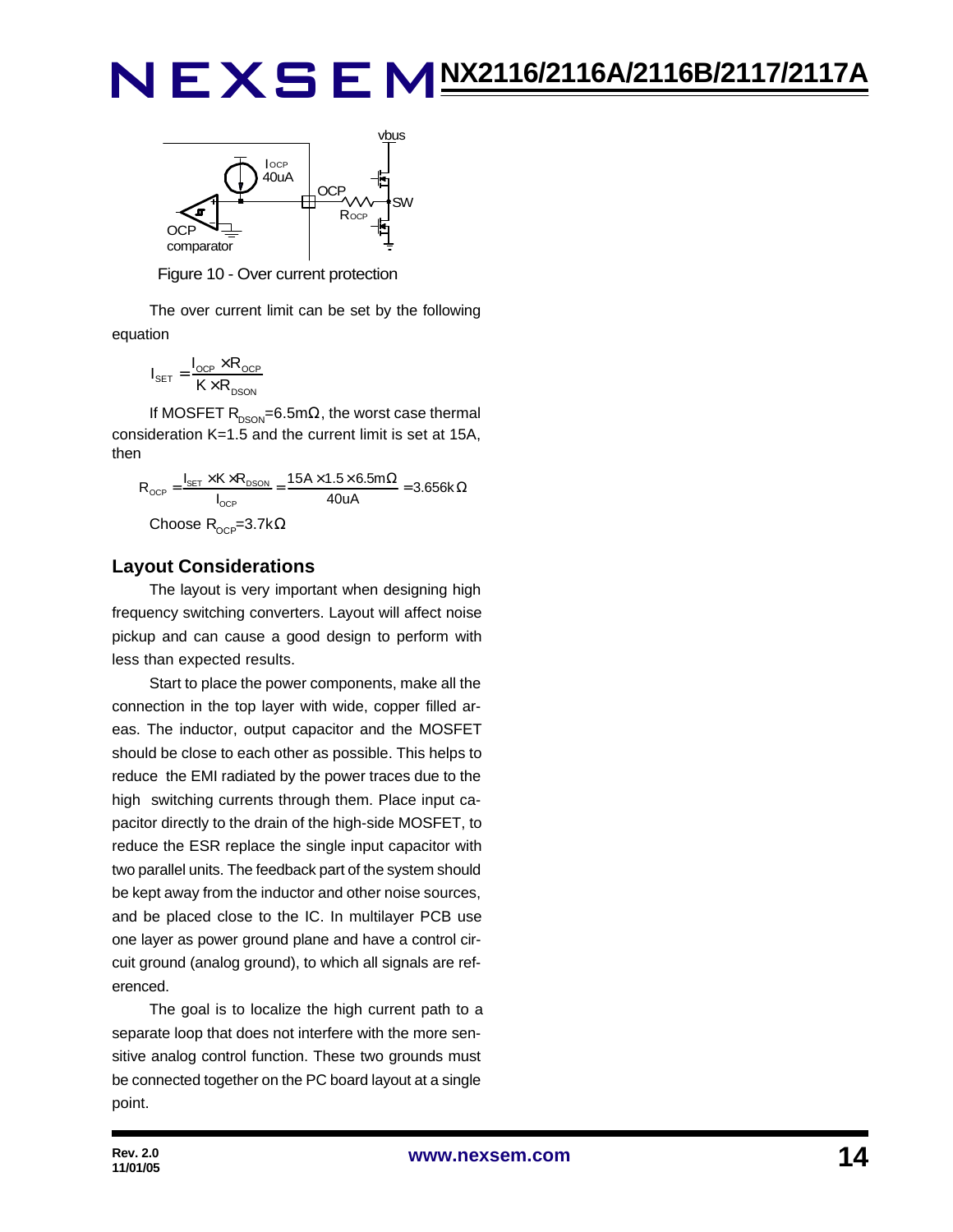vbus

IOCP
40uA

OCP

SW

ROCP

OCP
comparator

Figure 10 - Over current protection

The over current limit can be set by the following equation

$$I_{SET} = \frac{I_{OCP} \times R_{OCP}}{K \times R_{DSON}}$$

If MOSFET $R_{DSON}$=6.5mΩ, the worst case thermal consideration K=1.5 and the current limit is set at 15A, then

$$R_{OCP} = \frac{I_{SET} \times K \times R_{DSON}}{I_{OCP}} = \frac{15A \times 1.5 \times 6.5m\Omega}{40uA} = 3.656k\Omega$$

Choose $R_{OCP}$=3.7kΩ

## Layout Considerations

The layout is very important when designing high frequency switching converters. Layout will affect noise pickup and can cause a good design to perform with less than expected results.

Start to place the power components, make all the connection in the top layer with wide, copper filled areas. The inductor, output capacitor and the MOSFET should be close to each other as possible. This helps to reduce the EMI radiated by the power traces due to the high switching currents through them. Place input capacitor directly to the drain of the high-side MOSFET, to reduce the ESR replace the single input capacitor with two parallel units. The feedback part of the system should be kept away from the inductor and other noise sources, and be placed close to the IC. In multilayer PCB use one layer as power ground plane and have a control circuit ground (analog ground), to which all signals are referenced.

The goal is to localize the high current path to a separate loop that does not interfere with the more sensitive analog control function. These two grounds must be connected together on the PC board layout at a single point.